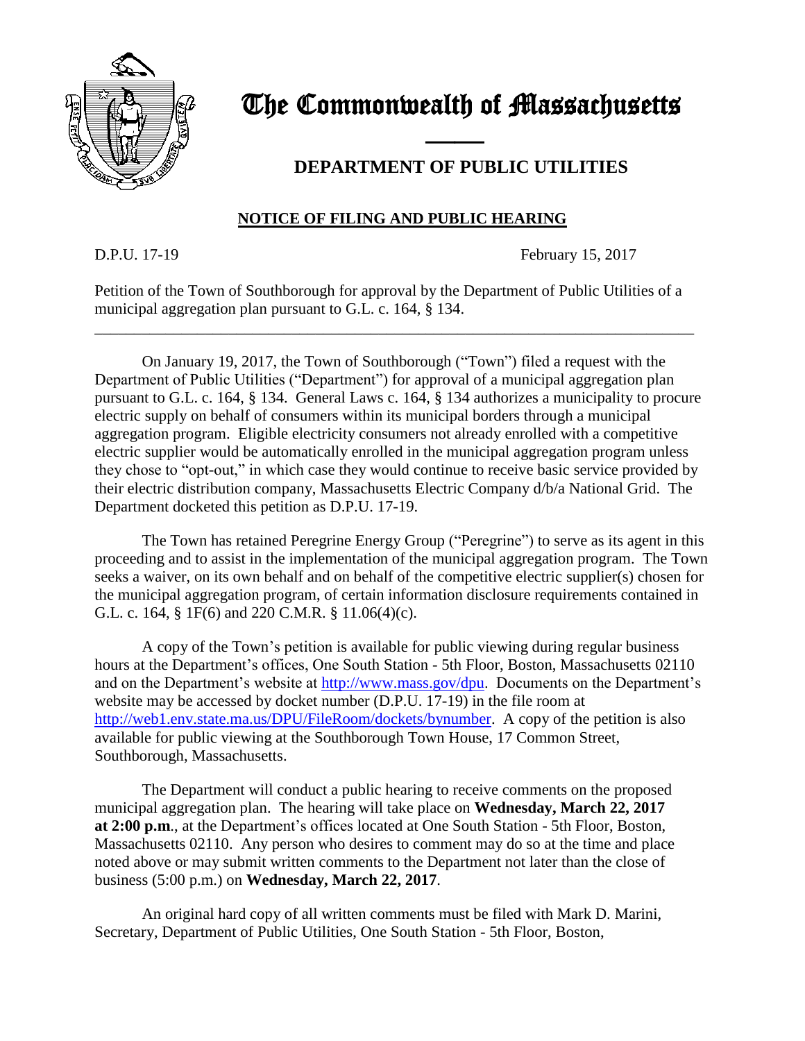# The Commonwealth of Massachusetts

## DEPARTMENT OF PUBLIC UTILITIES

### NOTICE OF FILING AND PUBLIC HEARING

D.P.U. 17-19 February 15, 2017

Petition of the Town of Southborough for approval by the Department of Public Utilities of a municipal aggregation plan pursuant to G.L. c. 164, § 134.

---

On January 19, 2017, the Town of Southborough ("Town") filed a request with the Department of Public Utilities ("Department") for approval of a municipal aggregation plan pursuant to G.L. c. 164, § 134. General Laws c. 164, § 134 authorizes a municipality to procure electric supply on behalf of consumers within its municipal borders through a municipal aggregation program. Eligible electricity consumers not already enrolled with a competitive electric supplier would be automatically enrolled in the municipal aggregation program unless they chose to "opt-out," in which case they would continue to receive basic service provided by their electric distribution company, Massachusetts Electric Company d/b/a National Grid. The Department docketed this petition as D.P.U. 17-19.

The Town has retained Peregrine Energy Group ("Peregrine") to serve as its agent in this proceeding and to assist in the implementation of the municipal aggregation program. The Town seeks a waiver, on its own behalf and on behalf of the competitive electric supplier(s) chosen for the municipal aggregation program, of certain information disclosure requirements contained in G.L. c. 164, § 1F(6) and 220 C.M.R. § 11.06(4)(c).

A copy of the Town's petition is available for public viewing during regular business hours at the Department's offices, One South Station - 5th Floor, Boston, Massachusetts 02110 and on the Department's website at http://www.mass.gov/dpu. Documents on the Department's website may be accessed by docket number (D.P.U. 17-19) in the file room at http://web1.env.state.ma.us/DPU/FileRoom/dockets/bynumber. A copy of the petition is also available for public viewing at the Southborough Town House, 17 Common Street, Southborough, Massachusetts.

The Department will conduct a public hearing to receive comments on the proposed municipal aggregation plan. The hearing will take place on **Wednesday, March 22, 2017 at 2:00 p.m.**, at the Department's offices located at One South Station - 5th Floor, Boston, Massachusetts 02110. Any person who desires to comment may do so at the time and place noted above or may submit written comments to the Department not later than the close of business (5:00 p.m.) on **Wednesday, March 22, 2017**.

An original hard copy of all written comments must be filed with Mark D. Marini, Secretary, Department of Public Utilities, One South Station - 5th Floor, Boston,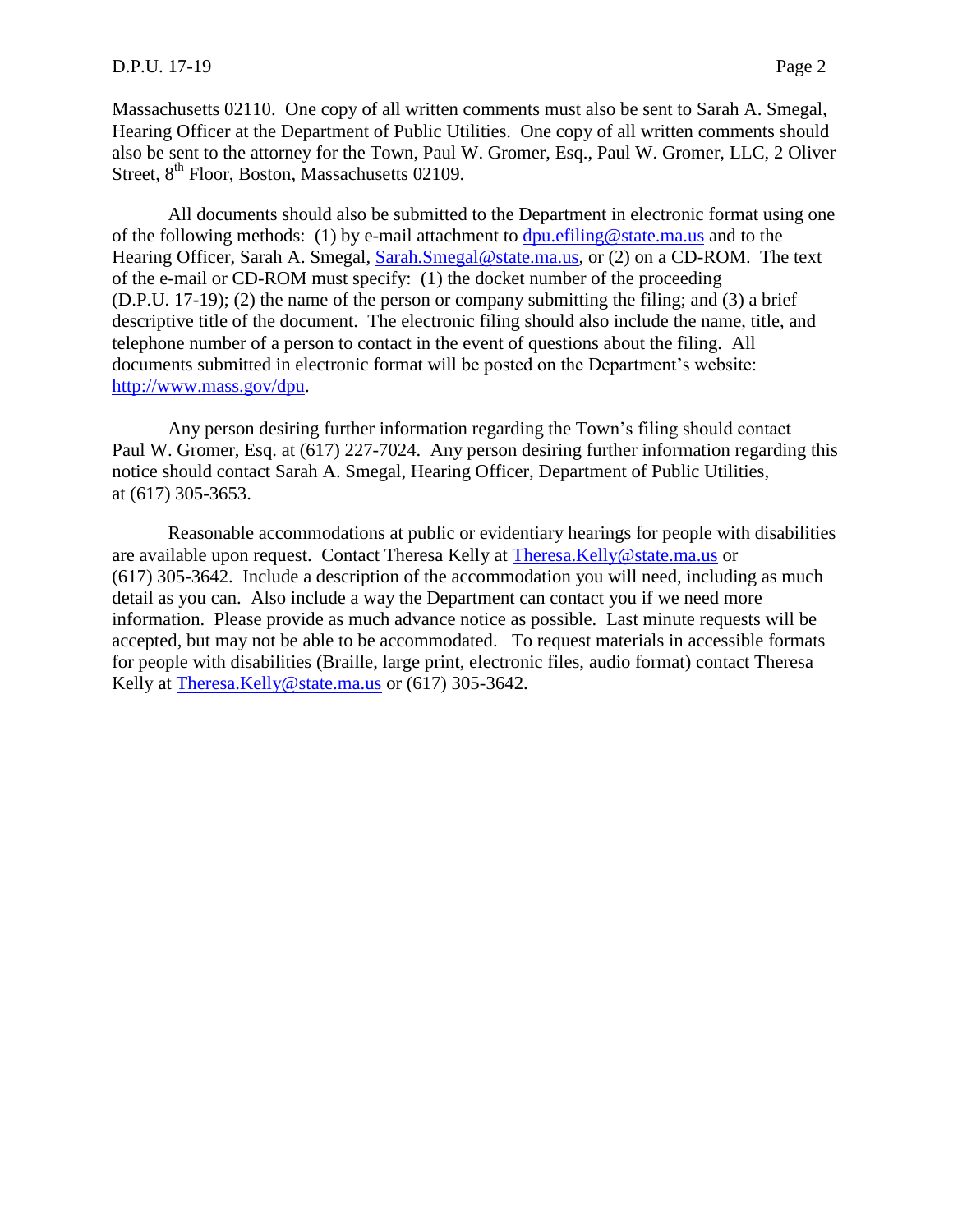Massachusetts 02110. One copy of all written comments must also be sent to Sarah A. Smegal, Hearing Officer at the Department of Public Utilities. One copy of all written comments should also be sent to the attorney for the Town, Paul W. Gromer, Esq., Paul W. Gromer, LLC, 2 Oliver Street, 8th Floor, Boston, Massachusetts 02109.

All documents should also be submitted to the Department in electronic format using one of the following methods: (1) by e-mail attachment to dpu.efiling@state.ma.us and to the Hearing Officer, Sarah A. Smegal, Sarah.Smegal@state.ma.us, or (2) on a CD-ROM. The text of the e-mail or CD-ROM must specify: (1) the docket number of the proceeding (D.P.U. 17-19); (2) the name of the person or company submitting the filing; and (3) a brief descriptive title of the document. The electronic filing should also include the name, title, and telephone number of a person to contact in the event of questions about the filing. All documents submitted in electronic format will be posted on the Department's website: http://www.mass.gov/dpu.

Any person desiring further information regarding the Town's filing should contact Paul W. Gromer, Esq. at (617) 227-7024. Any person desiring further information regarding this notice should contact Sarah A. Smegal, Hearing Officer, Department of Public Utilities, at (617) 305-3653.

Reasonable accommodations at public or evidentiary hearings for people with disabilities are available upon request. Contact Theresa Kelly at Theresa.Kelly@state.ma.us or (617) 305-3642. Include a description of the accommodation you will need, including as much detail as you can. Also include a way the Department can contact you if we need more information. Please provide as much advance notice as possible. Last minute requests will be accepted, but may not be able to be accommodated. To request materials in accessible formats for people with disabilities (Braille, large print, electronic files, audio format) contact Theresa Kelly at Theresa.Kelly@state.ma.us or (617) 305-3642.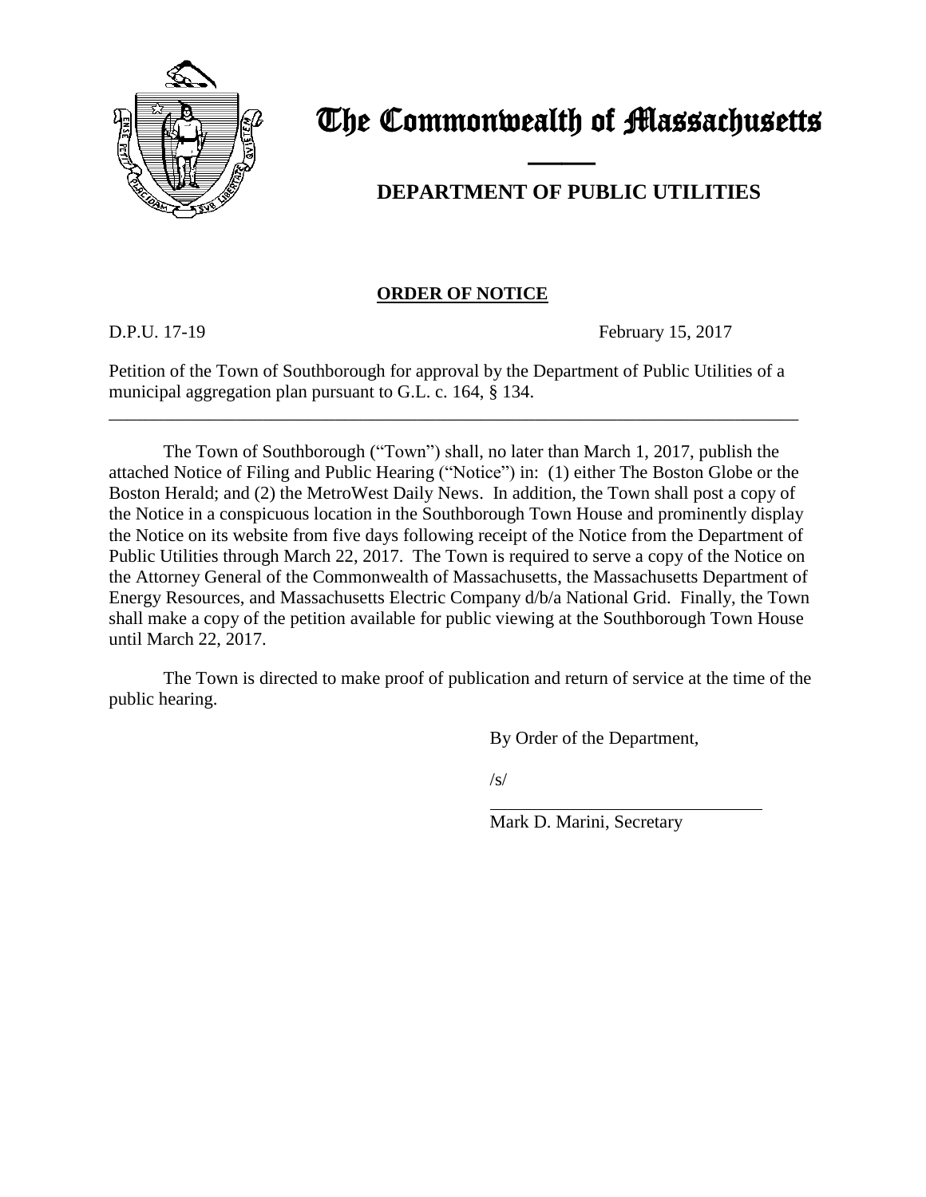# The Commonwealth of Massachusetts

## DEPARTMENT OF PUBLIC UTILITIES

**ORDER OF NOTICE**

D.P.U. 17-19 February 15, 2017

Petition of the Town of Southborough for approval by the Department of Public Utilities of a municipal aggregation plan pursuant to G.L. c. 164, § 134.

---

The Town of Southborough ("Town") shall, no later than March 1, 2017, publish the attached Notice of Filing and Public Hearing ("Notice") in: (1) either The Boston Globe or the Boston Herald; and (2) the MetroWest Daily News. In addition, the Town shall post a copy of the Notice in a conspicuous location in the Southborough Town House and prominently display the Notice on its website from five days following receipt of the Notice from the Department of Public Utilities through March 22, 2017. The Town is required to serve a copy of the Notice on the Attorney General of the Commonwealth of Massachusetts, the Massachusetts Department of Energy Resources, and Massachusetts Electric Company d/b/a National Grid. Finally, the Town shall make a copy of the petition available for public viewing at the Southborough Town House until March 22, 2017.

The Town is directed to make proof of publication and return of service at the time of the public hearing.

By Order of the Department,

/s/

Mark D. Marini, Secretary